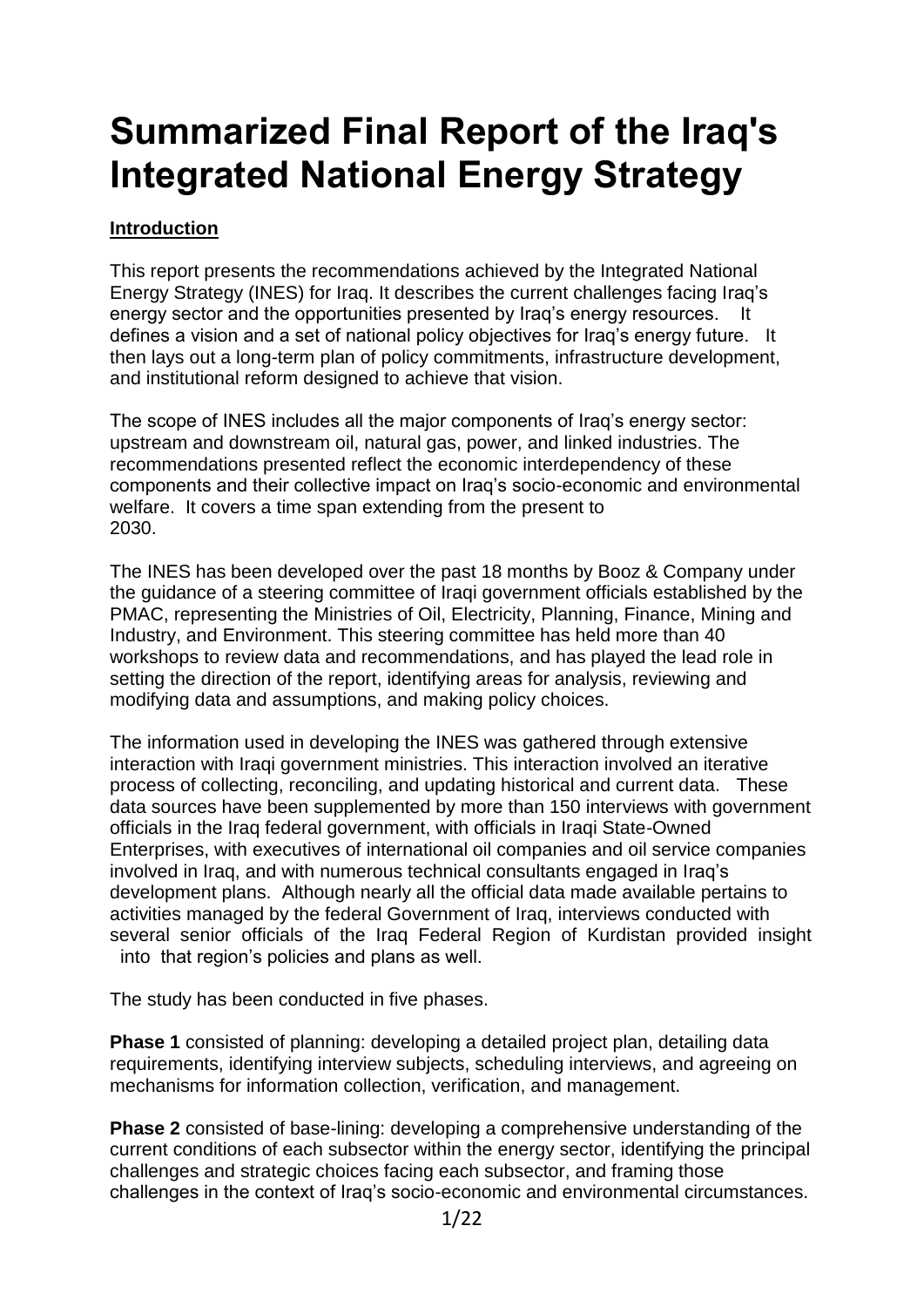# Summarized Final Report of the Iraq's Integrated National Energy Strategy

**Introduction**

This report presents the recommendations achieved by the Integrated National Energy Strategy (INES) for Iraq. It describes the current challenges facing Iraq's energy sector and the opportunities presented by Iraq's energy resources. It defines a vision and a set of national policy objectives for Iraq's energy future. It then lays out a long-term plan of policy commitments, infrastructure development, and institutional reform designed to achieve that vision.

The scope of INES includes all the major components of Iraq's energy sector: upstream and downstream oil, natural gas, power, and linked industries. The recommendations presented reflect the economic interdependency of these components and their collective impact on Iraq's socio-economic and environmental welfare. It covers a time span extending from the present to 2030.

The INES has been developed over the past 18 months by Booz & Company under the guidance of a steering committee of Iraqi government officials established by the PMAC, representing the Ministries of Oil, Electricity, Planning, Finance, Mining and Industry, and Environment. This steering committee has held more than 40 workshops to review data and recommendations, and has played the lead role in setting the direction of the report, identifying areas for analysis, reviewing and modifying data and assumptions, and making policy choices.

The information used in developing the INES was gathered through extensive interaction with Iraqi government ministries. This interaction involved an iterative process of collecting, reconciling, and updating historical and current data. These data sources have been supplemented by more than 150 interviews with government officials in the Iraq federal government, with officials in Iraqi State-Owned Enterprises, with executives of international oil companies and oil service companies involved in Iraq, and with numerous technical consultants engaged in Iraq's development plans. Although nearly all the official data made available pertains to activities managed by the federal Government of Iraq, interviews conducted with several senior officials of the Iraq Federal Region of Kurdistan provided insight into that region's policies and plans as well.

The study has been conducted in five phases.

**Phase 1** consisted of planning: developing a detailed project plan, detailing data requirements, identifying interview subjects, scheduling interviews, and agreeing on mechanisms for information collection, verification, and management.

**Phase 2** consisted of base-lining: developing a comprehensive understanding of the current conditions of each subsector within the energy sector, identifying the principal challenges and strategic choices facing each subsector, and framing those challenges in the context of Iraq's socio-economic and environmental circumstances.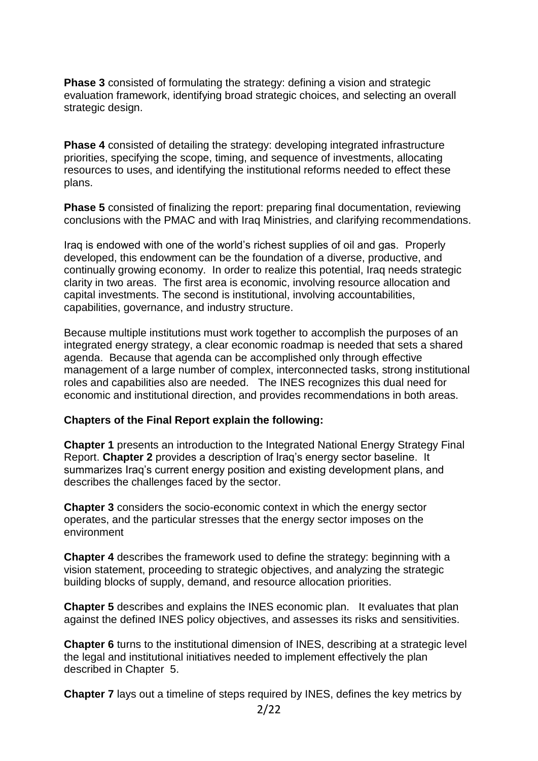**Phase 3** consisted of formulating the strategy: defining a vision and strategic evaluation framework, identifying broad strategic choices, and selecting an overall strategic design.

**Phase 4** consisted of detailing the strategy: developing integrated infrastructure priorities, specifying the scope, timing, and sequence of investments, allocating resources to uses, and identifying the institutional reforms needed to effect these plans.

**Phase 5** consisted of finalizing the report: preparing final documentation, reviewing conclusions with the PMAC and with Iraq Ministries, and clarifying recommendations.

Iraq is endowed with one of the world's richest supplies of oil and gas. Properly developed, this endowment can be the foundation of a diverse, productive, and continually growing economy. In order to realize this potential, Iraq needs strategic clarity in two areas. The first area is economic, involving resource allocation and capital investments. The second is institutional, involving accountabilities, capabilities, governance, and industry structure.

Because multiple institutions must work together to accomplish the purposes of an integrated energy strategy, a clear economic roadmap is needed that sets a shared agenda. Because that agenda can be accomplished only through effective management of a large number of complex, interconnected tasks, strong institutional roles and capabilities also are needed. The INES recognizes this dual need for economic and institutional direction, and provides recommendations in both areas.

**Chapters of the Final Report explain the following:**

**Chapter 1** presents an introduction to the Integrated National Energy Strategy Final Report. **Chapter 2** provides a description of Iraq's energy sector baseline. It summarizes Iraq's current energy position and existing development plans, and describes the challenges faced by the sector.

**Chapter 3** considers the socio-economic context in which the energy sector operates, and the particular stresses that the energy sector imposes on the environment

**Chapter 4** describes the framework used to define the strategy: beginning with a vision statement, proceeding to strategic objectives, and analyzing the strategic building blocks of supply, demand, and resource allocation priorities.

**Chapter 5** describes and explains the INES economic plan. It evaluates that plan against the defined INES policy objectives, and assesses its risks and sensitivities.

**Chapter 6** turns to the institutional dimension of INES, describing at a strategic level the legal and institutional initiatives needed to implement effectively the plan described in Chapter 5.

**Chapter 7** lays out a timeline of steps required by INES, defines the key metrics by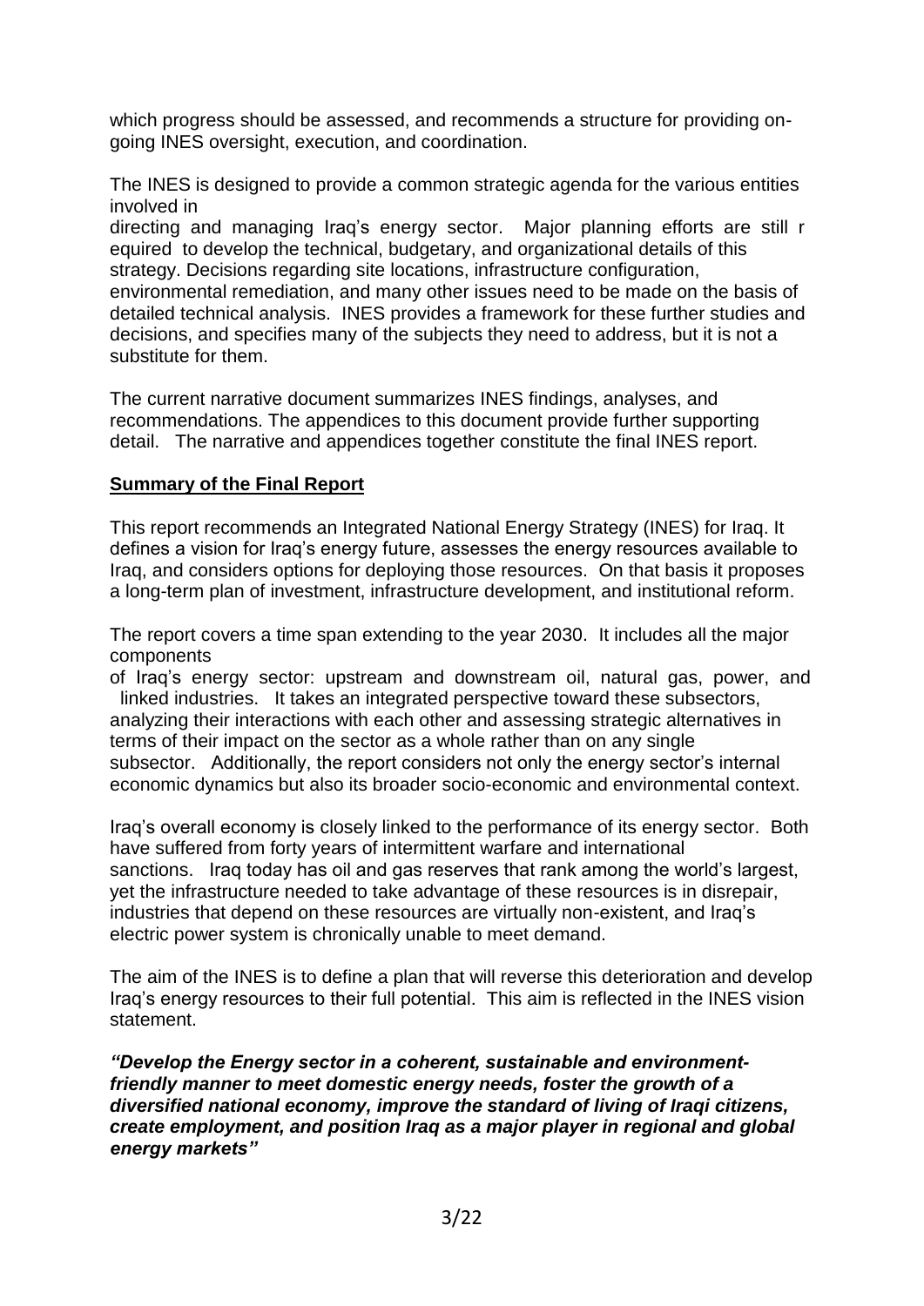which progress should be assessed, and recommends a structure for providing on-going INES oversight, execution, and coordination.

The INES is designed to provide a common strategic agenda for the various entities involved in directing and managing Iraq's energy sector. Major planning efforts are still required to develop the technical, budgetary, and organizational details of this strategy. Decisions regarding site locations, infrastructure configuration, environmental remediation, and many other issues need to be made on the basis of detailed technical analysis. INES provides a framework for these further studies and decisions, and specifies many of the subjects they need to address, but it is not a substitute for them.

The current narrative document summarizes INES findings, analyses, and recommendations. The appendices to this document provide further supporting detail. The narrative and appendices together constitute the final INES report.

## Summary of the Final Report

This report recommends an Integrated National Energy Strategy (INES) for Iraq. It defines a vision for Iraq's energy future, assesses the energy resources available to Iraq, and considers options for deploying those resources. On that basis it proposes a long-term plan of investment, infrastructure development, and institutional reform.

The report covers a time span extending to the year 2030. It includes all the major components of Iraq's energy sector: upstream and downstream oil, natural gas, power, and linked industries. It takes an integrated perspective toward these subsectors, analyzing their interactions with each other and assessing strategic alternatives in terms of their impact on the sector as a whole rather than on any single subsector. Additionally, the report considers not only the energy sector's internal economic dynamics but also its broader socio-economic and environmental context.

Iraq's overall economy is closely linked to the performance of its energy sector. Both have suffered from forty years of intermittent warfare and international sanctions. Iraq today has oil and gas reserves that rank among the world's largest, yet the infrastructure needed to take advantage of these resources is in disrepair, industries that depend on these resources are virtually non-existent, and Iraq's electric power system is chronically unable to meet demand.

The aim of the INES is to define a plan that will reverse this deterioration and develop Iraq's energy resources to their full potential. This aim is reflected in the INES vision statement.

***"Develop the Energy sector in a coherent, sustainable and environment-friendly manner to meet domestic energy needs, foster the growth of a diversified national economy, improve the standard of living of Iraqi citizens, create employment, and position Iraq as a major player in regional and global energy markets"***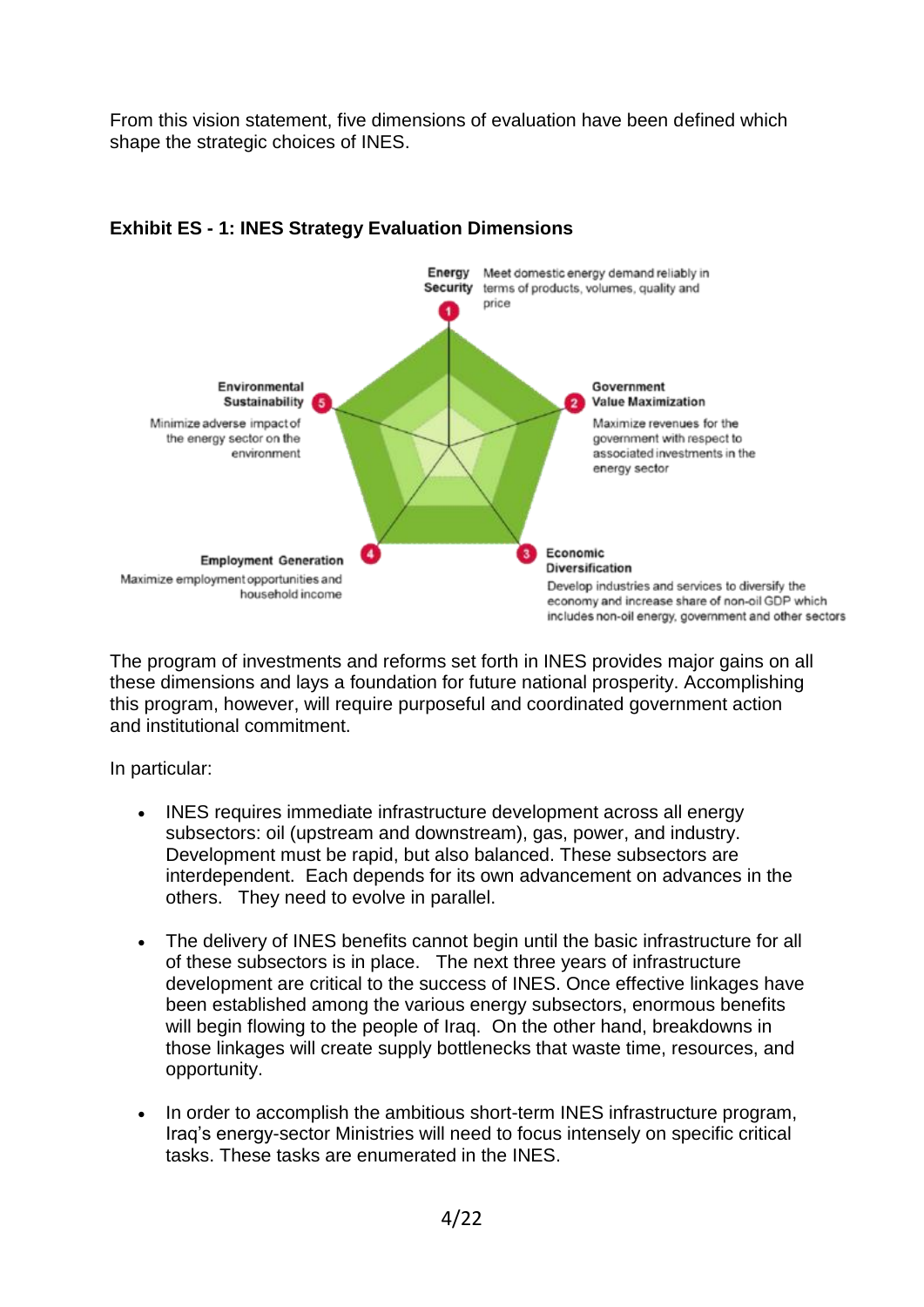From this vision statement, five dimensions of evaluation have been defined which shape the strategic choices of INES.

**Exhibit ES - 1: INES Strategy Evaluation Dimensions**

1. **Energy Security** – Meet domestic energy demand reliably in terms of products, volumes, quality and price
2. **Government Value Maximization** – Maximize revenues for the government with respect to associated investments in the energy sector
3. **Economic Diversification** – Develop industries and services to diversify the economy and increase share of non-oil GDP which includes non-oil energy, government and other sectors
4. **Employment Generation** – Maximize employment opportunities and household income
5. **Environmental Sustainability** – Minimize adverse impact of the energy sector on the environment

The program of investments and reforms set forth in INES provides major gains on all these dimensions and lays a foundation for future national prosperity. Accomplishing this program, however, will require purposeful and coordinated government action and institutional commitment.

In particular:

- INES requires immediate infrastructure development across all energy subsectors: oil (upstream and downstream), gas, power, and industry. Development must be rapid, but also balanced. These subsectors are interdependent. Each depends for its own advancement on advances in the others. They need to evolve in parallel.

- The delivery of INES benefits cannot begin until the basic infrastructure for all of these subsectors is in place. The next three years of infrastructure development are critical to the success of INES. Once effective linkages have been established among the various energy subsectors, enormous benefits will begin flowing to the people of Iraq. On the other hand, breakdowns in those linkages will create supply bottlenecks that waste time, resources, and opportunity.

- In order to accomplish the ambitious short-term INES infrastructure program, Iraq's energy-sector Ministries will need to focus intensely on specific critical tasks. These tasks are enumerated in the INES.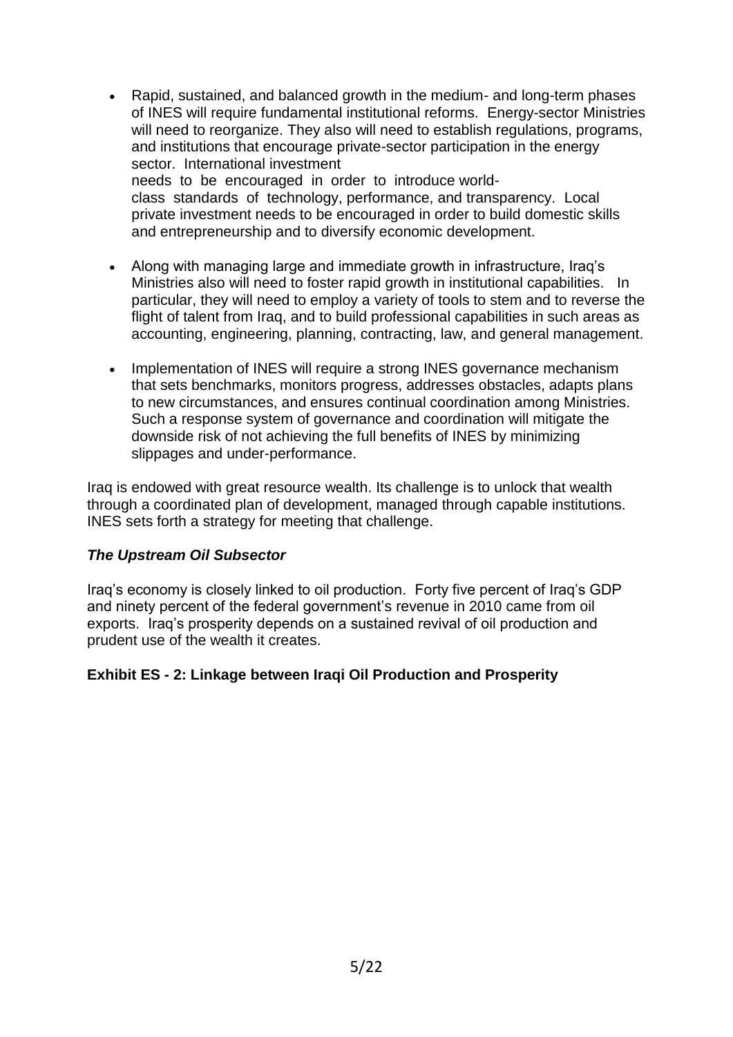- Rapid, sustained, and balanced growth in the medium- and long-term phases of INES will require fundamental institutional reforms. Energy-sector Ministries will need to reorganize. They also will need to establish regulations, programs, and institutions that encourage private-sector participation in the energy sector. International investment needs to be encouraged in order to introduce world-class standards of technology, performance, and transparency. Local private investment needs to be encouraged in order to build domestic skills and entrepreneurship and to diversify economic development.

- Along with managing large and immediate growth in infrastructure, Iraq's Ministries also will need to foster rapid growth in institutional capabilities. In particular, they will need to employ a variety of tools to stem and to reverse the flight of talent from Iraq, and to build professional capabilities in such areas as accounting, engineering, planning, contracting, law, and general management.

- Implementation of INES will require a strong INES governance mechanism that sets benchmarks, monitors progress, addresses obstacles, adapts plans to new circumstances, and ensures continual coordination among Ministries. Such a response system of governance and coordination will mitigate the downside risk of not achieving the full benefits of INES by minimizing slippages and under-performance.

Iraq is endowed with great resource wealth. Its challenge is to unlock that wealth through a coordinated plan of development, managed through capable institutions. INES sets forth a strategy for meeting that challenge.

### *The Upstream Oil Subsector*

Iraq's economy is closely linked to oil production. Forty five percent of Iraq's GDP and ninety percent of the federal government's revenue in 2010 came from oil exports. Iraq's prosperity depends on a sustained revival of oil production and prudent use of the wealth it creates.

**Exhibit ES - 2: Linkage between Iraqi Oil Production and Prosperity**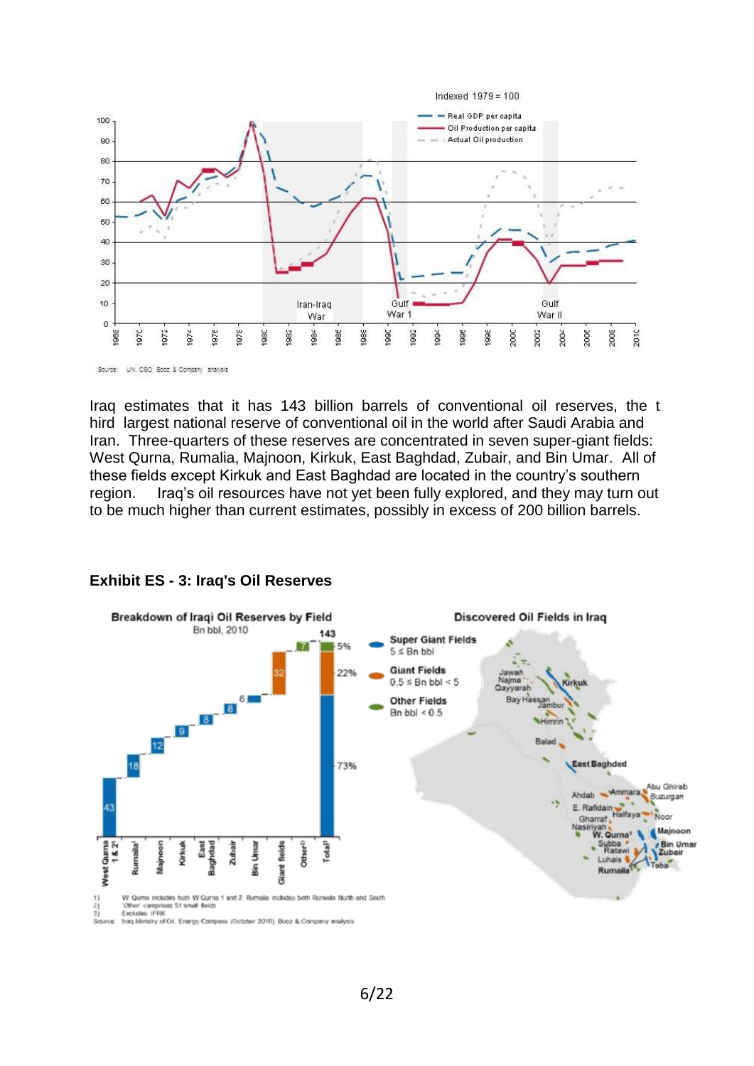Iraq estimates that it has 143 billion barrels of conventional oil reserves, the t hird largest national reserve of conventional oil in the world after Saudi Arabia and Iran. Three-quarters of these reserves are concentrated in seven super-giant fields: West Qurna, Rumalia, Majnoon, Kirkuk, East Baghdad, Zubair, and Bin Umar. All of these fields except Kirkuk and East Baghdad are located in the country's southern region. Iraq's oil resources have not yet been fully explored, and they may turn out to be much higher than current estimates, possibly in excess of 200 billion barrels.

**Exhibit ES - 3: Iraq's Oil Reserves**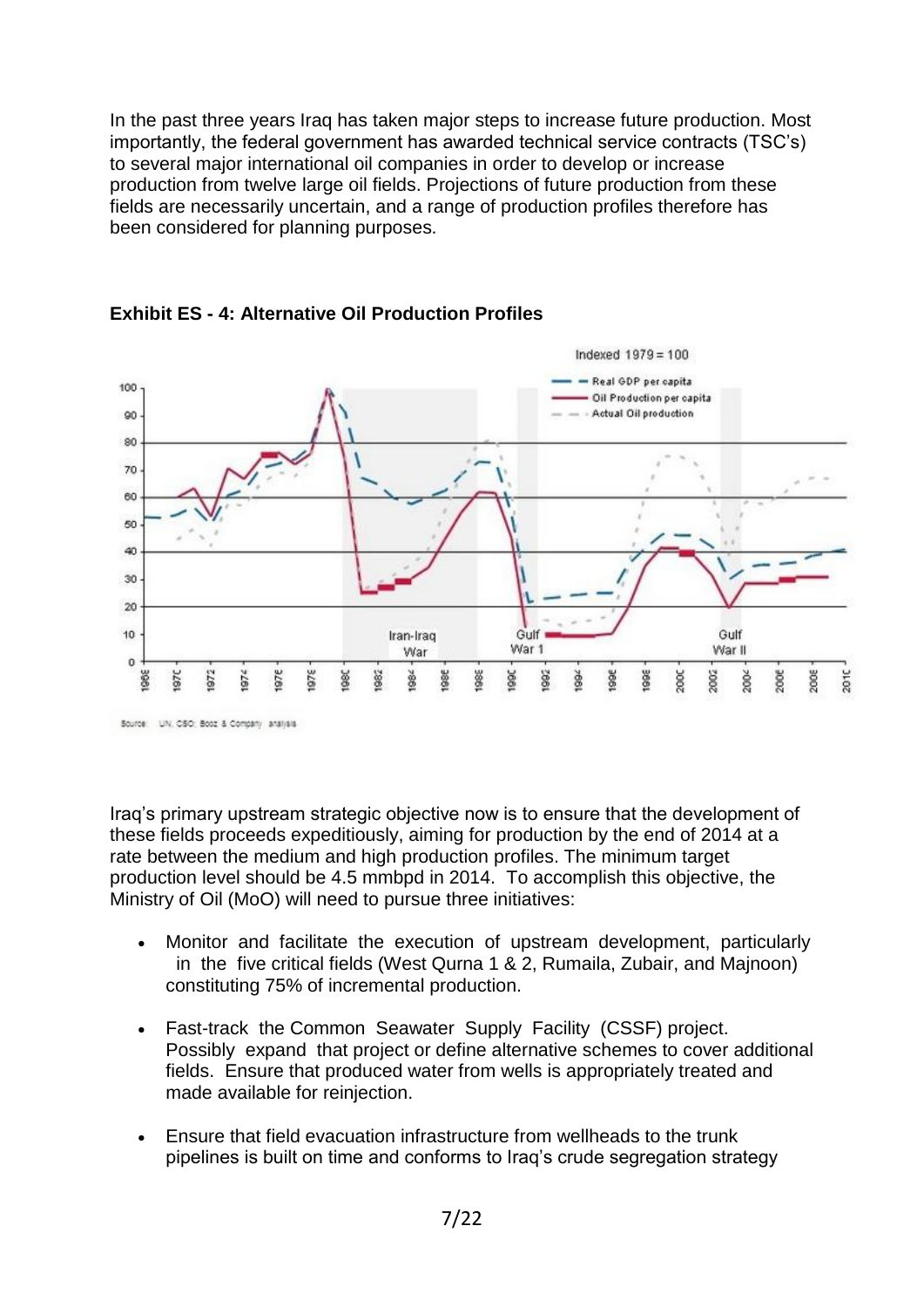In the past three years Iraq has taken major steps to increase future production. Most importantly, the federal government has awarded technical service contracts (TSC's) to several major international oil companies in order to develop or increase production from twelve large oil fields. Projections of future production from these fields are necessarily uncertain, and a range of production profiles therefore has been considered for planning purposes.

**Exhibit ES - 4: Alternative Oil Production Profiles**

Source: UN, CSO, Booz & Company analysis

Iraq's primary upstream strategic objective now is to ensure that the development of these fields proceeds expeditiously, aiming for production by the end of 2014 at a rate between the medium and high production profiles. The minimum target production level should be 4.5 mmbpd in 2014. To accomplish this objective, the Ministry of Oil (MoO) will need to pursue three initiatives:

- Monitor and facilitate the execution of upstream development, particularly in the five critical fields (West Qurna 1 & 2, Rumaila, Zubair, and Majnoon) constituting 75% of incremental production.
- Fast-track the Common Seawater Supply Facility (CSSF) project. Possibly expand that project or define alternative schemes to cover additional fields. Ensure that produced water from wells is appropriately treated and made available for reinjection.
- Ensure that field evacuation infrastructure from wellheads to the trunk pipelines is built on time and conforms to Iraq's crude segregation strategy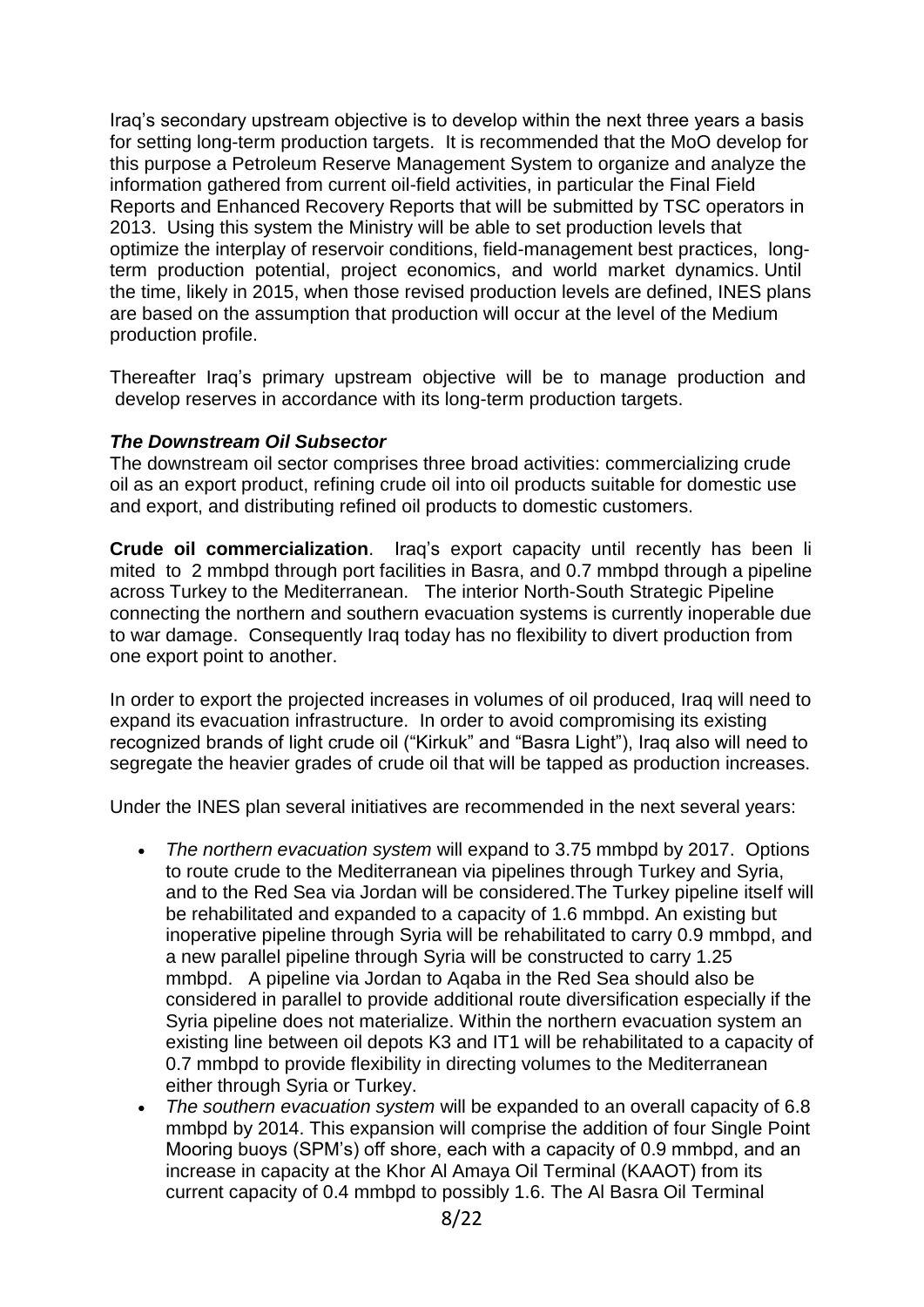Iraq's secondary upstream objective is to develop within the next three years a basis for setting long-term production targets. It is recommended that the MoO develop for this purpose a Petroleum Reserve Management System to organize and analyze the information gathered from current oil-field activities, in particular the Final Field Reports and Enhanced Recovery Reports that will be submitted by TSC operators in 2013. Using this system the Ministry will be able to set production levels that optimize the interplay of reservoir conditions, field-management best practices, long-term production potential, project economics, and world market dynamics. Until the time, likely in 2015, when those revised production levels are defined, INES plans are based on the assumption that production will occur at the level of the Medium production profile.

Thereafter Iraq's primary upstream objective will be to manage production and develop reserves in accordance with its long-term production targets.

***The Downstream Oil Subsector***

The downstream oil sector comprises three broad activities: commercializing crude oil as an export product, refining crude oil into oil products suitable for domestic use and export, and distributing refined oil products to domestic customers.

**Crude oil commercialization**. Iraq's export capacity until recently has been limited to 2 mmbpd through port facilities in Basra, and 0.7 mmbpd through a pipeline across Turkey to the Mediterranean. The interior North-South Strategic Pipeline connecting the northern and southern evacuation systems is currently inoperable due to war damage. Consequently Iraq today has no flexibility to divert production from one export point to another.

In order to export the projected increases in volumes of oil produced, Iraq will need to expand its evacuation infrastructure. In order to avoid compromising its existing recognized brands of light crude oil ("Kirkuk" and "Basra Light"), Iraq also will need to segregate the heavier grades of crude oil that will be tapped as production increases.

Under the INES plan several initiatives are recommended in the next several years:

- *The northern evacuation system* will expand to 3.75 mmbpd by 2017. Options to route crude to the Mediterranean via pipelines through Turkey and Syria, and to the Red Sea via Jordan will be considered.The Turkey pipeline itself will be rehabilitated and expanded to a capacity of 1.6 mmbpd. An existing but inoperative pipeline through Syria will be rehabilitated to carry 0.9 mmbpd, and a new parallel pipeline through Syria will be constructed to carry 1.25 mmbpd. A pipeline via Jordan to Aqaba in the Red Sea should also be considered in parallel to provide additional route diversification especially if the Syria pipeline does not materialize. Within the northern evacuation system an existing line between oil depots K3 and IT1 will be rehabilitated to a capacity of 0.7 mmbpd to provide flexibility in directing volumes to the Mediterranean either through Syria or Turkey.
- *The southern evacuation system* will be expanded to an overall capacity of 6.8 mmbpd by 2014. This expansion will comprise the addition of four Single Point Mooring buoys (SPM's) off shore, each with a capacity of 0.9 mmbpd, and an increase in capacity at the Khor Al Amaya Oil Terminal (KAAOT) from its current capacity of 0.4 mmbpd to possibly 1.6. The Al Basra Oil Terminal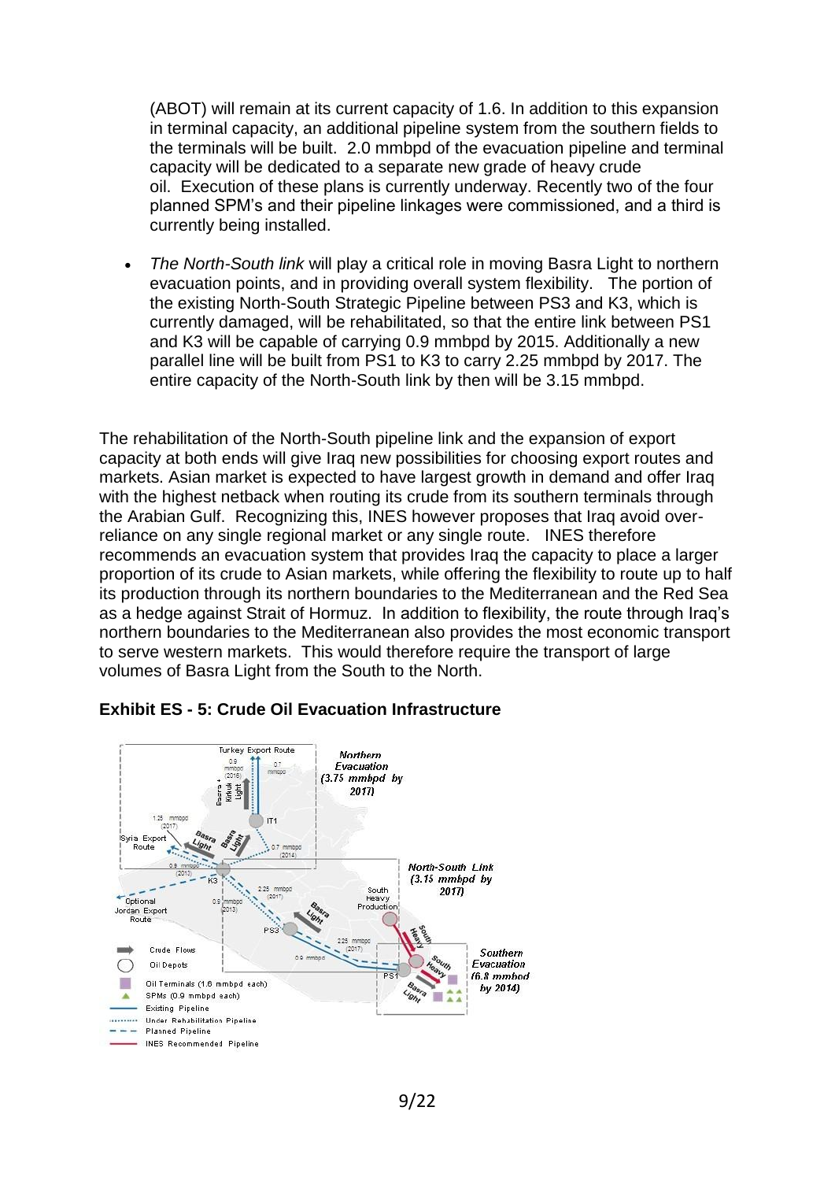(ABOT) will remain at its current capacity of 1.6. In addition to this expansion in terminal capacity, an additional pipeline system from the southern fields to the terminals will be built. 2.0 mmbpd of the evacuation pipeline and terminal capacity will be dedicated to a separate new grade of heavy crude oil. Execution of these plans is currently underway. Recently two of the four planned SPM's and their pipeline linkages were commissioned, and a third is currently being installed.

- *The North-South link* will play a critical role in moving Basra Light to northern evacuation points, and in providing overall system flexibility. The portion of the existing North-South Strategic Pipeline between PS3 and K3, which is currently damaged, will be rehabilitated, so that the entire link between PS1 and K3 will be capable of carrying 0.9 mmbpd by 2015. Additionally a new parallel line will be built from PS1 to K3 to carry 2.25 mmbpd by 2017. The entire capacity of the North-South link by then will be 3.15 mmbpd.

The rehabilitation of the North-South pipeline link and the expansion of export capacity at both ends will give Iraq new possibilities for choosing export routes and markets. Asian market is expected to have largest growth in demand and offer Iraq with the highest netback when routing its crude from its southern terminals through the Arabian Gulf. Recognizing this, INES however proposes that Iraq avoid over-reliance on any single regional market or any single route. INES therefore recommends an evacuation system that provides Iraq the capacity to place a larger proportion of its crude to Asian markets, while offering the flexibility to route up to half its production through its northern boundaries to the Mediterranean and the Red Sea as a hedge against Strait of Hormuz. In addition to flexibility, the route through Iraq's northern boundaries to the Mediterranean also provides the most economic transport to serve western markets. This would therefore require the transport of large volumes of Basra Light from the South to the North.

**Exhibit ES - 5: Crude Oil Evacuation Infrastructure**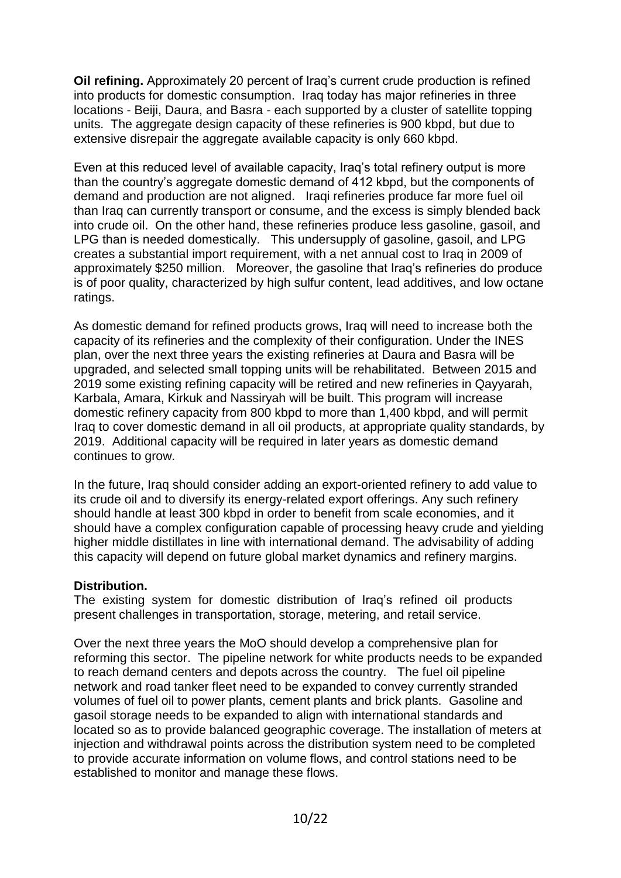**Oil refining.** Approximately 20 percent of Iraq's current crude production is refined into products for domestic consumption. Iraq today has major refineries in three locations - Beiji, Daura, and Basra - each supported by a cluster of satellite topping units. The aggregate design capacity of these refineries is 900 kbpd, but due to extensive disrepair the aggregate available capacity is only 660 kbpd.

Even at this reduced level of available capacity, Iraq's total refinery output is more than the country's aggregate domestic demand of 412 kbpd, but the components of demand and production are not aligned. Iraqi refineries produce far more fuel oil than Iraq can currently transport or consume, and the excess is simply blended back into crude oil. On the other hand, these refineries produce less gasoline, gasoil, and LPG than is needed domestically. This undersupply of gasoline, gasoil, and LPG creates a substantial import requirement, with a net annual cost to Iraq in 2009 of approximately $250 million. Moreover, the gasoline that Iraq's refineries do produce is of poor quality, characterized by high sulfur content, lead additives, and low octane ratings.

As domestic demand for refined products grows, Iraq will need to increase both the capacity of its refineries and the complexity of their configuration. Under the INES plan, over the next three years the existing refineries at Daura and Basra will be upgraded, and selected small topping units will be rehabilitated. Between 2015 and 2019 some existing refining capacity will be retired and new refineries in Qayyarah, Karbala, Amara, Kirkuk and Nassiryah will be built. This program will increase domestic refinery capacity from 800 kbpd to more than 1,400 kbpd, and will permit Iraq to cover domestic demand in all oil products, at appropriate quality standards, by 2019. Additional capacity will be required in later years as domestic demand continues to grow.

In the future, Iraq should consider adding an export-oriented refinery to add value to its crude oil and to diversify its energy-related export offerings. Any such refinery should handle at least 300 kbpd in order to benefit from scale economies, and it should have a complex configuration capable of processing heavy crude and yielding higher middle distillates in line with international demand. The advisability of adding this capacity will depend on future global market dynamics and refinery margins.

**Distribution.**

The existing system for domestic distribution of Iraq's refined oil products present challenges in transportation, storage, metering, and retail service.

Over the next three years the MoO should develop a comprehensive plan for reforming this sector. The pipeline network for white products needs to be expanded to reach demand centers and depots across the country. The fuel oil pipeline network and road tanker fleet need to be expanded to convey currently stranded volumes of fuel oil to power plants, cement plants and brick plants. Gasoline and gasoil storage needs to be expanded to align with international standards and located so as to provide balanced geographic coverage. The installation of meters at injection and withdrawal points across the distribution system need to be completed to provide accurate information on volume flows, and control stations need to be established to monitor and manage these flows.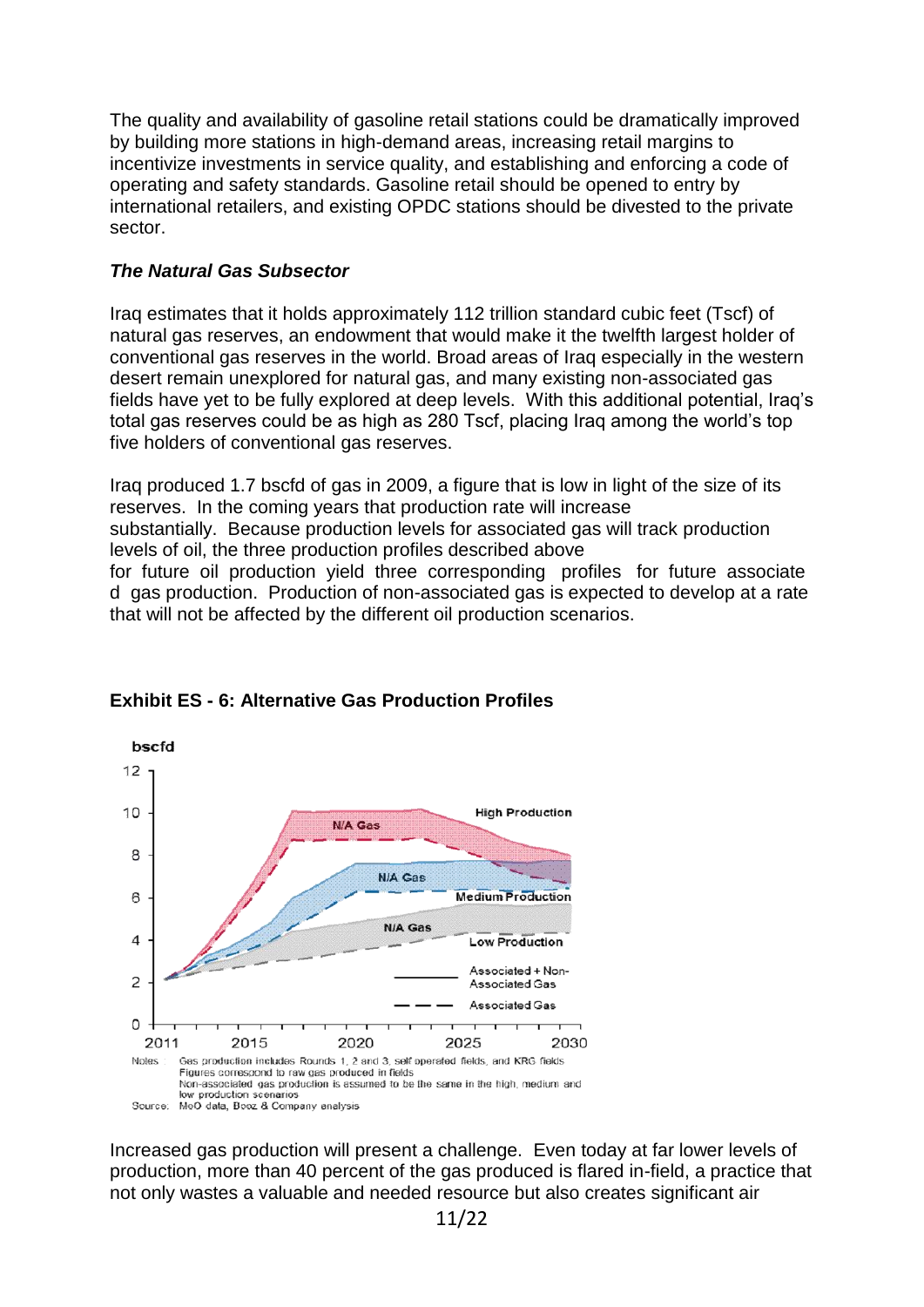The quality and availability of gasoline retail stations could be dramatically improved by building more stations in high-demand areas, increasing retail margins to incentivize investments in service quality, and establishing and enforcing a code of operating and safety standards. Gasoline retail should be opened to entry by international retailers, and existing OPDC stations should be divested to the private sector.

### *The Natural Gas Subsector*

Iraq estimates that it holds approximately 112 trillion standard cubic feet (Tscf) of natural gas reserves, an endowment that would make it the twelfth largest holder of conventional gas reserves in the world. Broad areas of Iraq especially in the western desert remain unexplored for natural gas, and many existing non-associated gas fields have yet to be fully explored at deep levels. With this additional potential, Iraq's total gas reserves could be as high as 280 Tscf, placing Iraq among the world's top five holders of conventional gas reserves.

Iraq produced 1.7 bscfd of gas in 2009, a figure that is low in light of the size of its reserves. In the coming years that production rate will increase substantially. Because production levels for associated gas will track production levels of oil, the three production profiles described above for future oil production yield three corresponding profiles for future associate d gas production. Production of non-associated gas is expected to develop at a rate that will not be affected by the different oil production scenarios.

**Exhibit ES - 6: Alternative Gas Production Profiles**

Notes: Gas production includes Rounds 1, 2 and 3, self operated fields, and KRG fields. Figures correspond to raw gas produced in fields. Non-associated gas production is assumed to be the same in the high, medium and low production scenarios

Source: MoO data, Booz & Company analysis

Increased gas production will present a challenge. Even today at far lower levels of production, more than 40 percent of the gas produced is flared in-field, a practice that not only wastes a valuable and needed resource but also creates significant air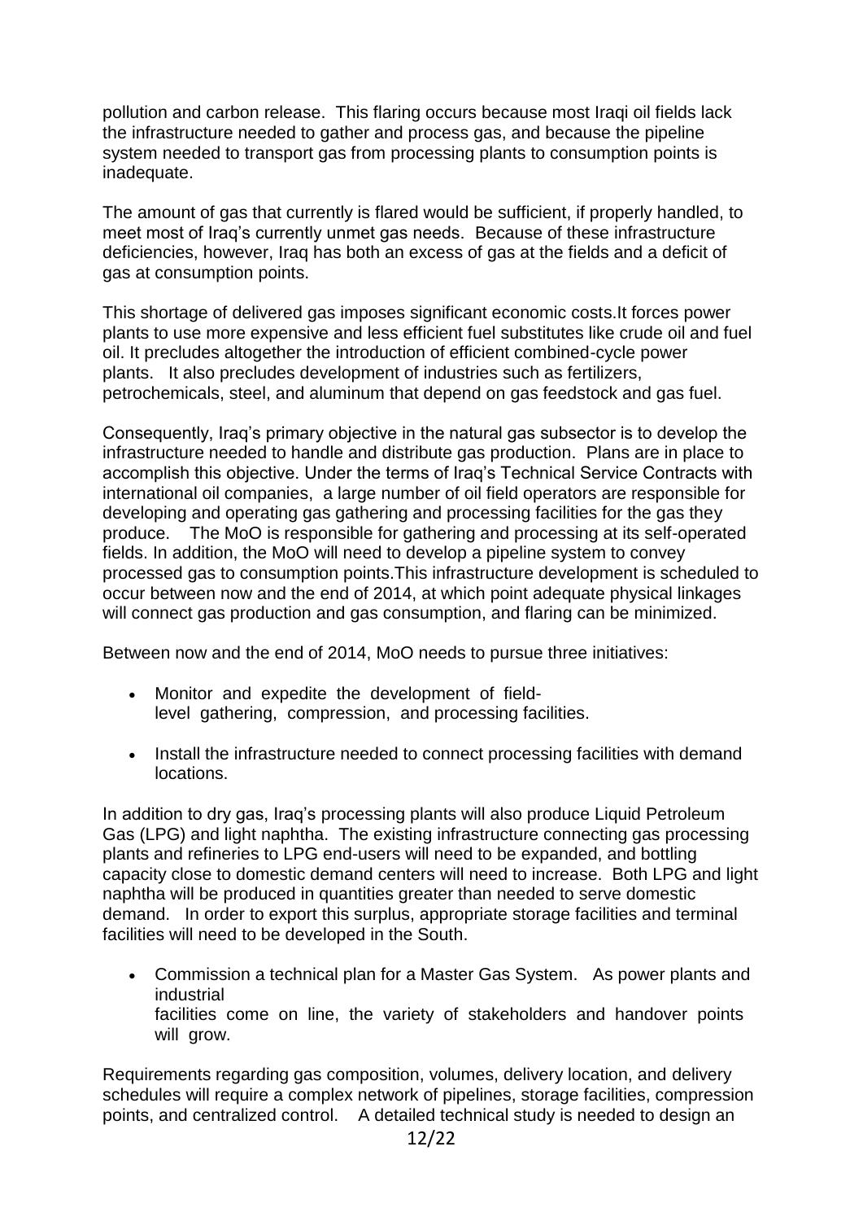pollution and carbon release. This flaring occurs because most Iraqi oil fields lack the infrastructure needed to gather and process gas, and because the pipeline system needed to transport gas from processing plants to consumption points is inadequate.

The amount of gas that currently is flared would be sufficient, if properly handled, to meet most of Iraq's currently unmet gas needs. Because of these infrastructure deficiencies, however, Iraq has both an excess of gas at the fields and a deficit of gas at consumption points.

This shortage of delivered gas imposes significant economic costs.It forces power plants to use more expensive and less efficient fuel substitutes like crude oil and fuel oil. It precludes altogether the introduction of efficient combined-cycle power plants. It also precludes development of industries such as fertilizers, petrochemicals, steel, and aluminum that depend on gas feedstock and gas fuel.

Consequently, Iraq's primary objective in the natural gas subsector is to develop the infrastructure needed to handle and distribute gas production. Plans are in place to accomplish this objective. Under the terms of Iraq's Technical Service Contracts with international oil companies, a large number of oil field operators are responsible for developing and operating gas gathering and processing facilities for the gas they produce. The MoO is responsible for gathering and processing at its self-operated fields. In addition, the MoO will need to develop a pipeline system to convey processed gas to consumption points.This infrastructure development is scheduled to occur between now and the end of 2014, at which point adequate physical linkages will connect gas production and gas consumption, and flaring can be minimized.

Between now and the end of 2014, MoO needs to pursue three initiatives:

- Monitor and expedite the development of field-level gathering, compression, and processing facilities.

- Install the infrastructure needed to connect processing facilities with demand locations.

In addition to dry gas, Iraq's processing plants will also produce Liquid Petroleum Gas (LPG) and light naphtha. The existing infrastructure connecting gas processing plants and refineries to LPG end-users will need to be expanded, and bottling capacity close to domestic demand centers will need to increase. Both LPG and light naphtha will be produced in quantities greater than needed to serve domestic demand. In order to export this surplus, appropriate storage facilities and terminal facilities will need to be developed in the South.

- Commission a technical plan for a Master Gas System. As power plants and industrial facilities come on line, the variety of stakeholders and handover points will grow.

Requirements regarding gas composition, volumes, delivery location, and delivery schedules will require a complex network of pipelines, storage facilities, compression points, and centralized control. A detailed technical study is needed to design an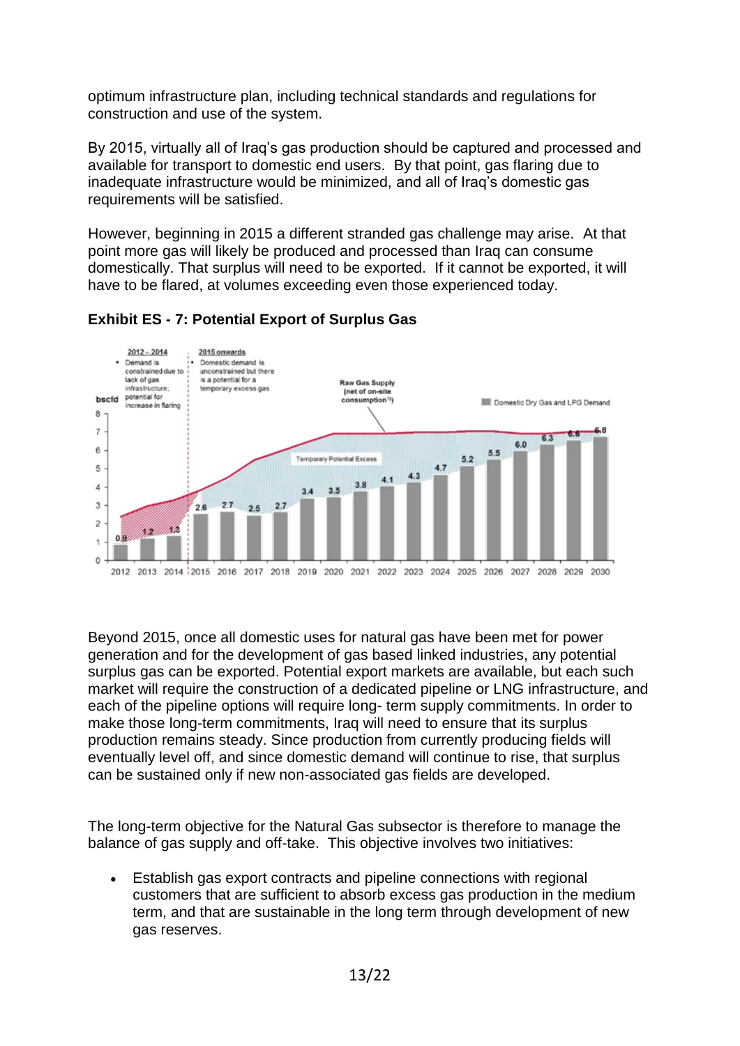optimum infrastructure plan, including technical standards and regulations for construction and use of the system.

By 2015, virtually all of Iraq's gas production should be captured and processed and available for transport to domestic end users. By that point, gas flaring due to inadequate infrastructure would be minimized, and all of Iraq's domestic gas requirements will be satisfied.

However, beginning in 2015 a different stranded gas challenge may arise. At that point more gas will likely be produced and processed than Iraq can consume domestically. That surplus will need to be exported. If it cannot be exported, it will have to be flared, at volumes exceeding even those experienced today.

**Exhibit ES - 7: Potential Export of Surplus Gas**

Beyond 2015, once all domestic uses for natural gas have been met for power generation and for the development of gas based linked industries, any potential surplus gas can be exported. Potential export markets are available, but each such market will require the construction of a dedicated pipeline or LNG infrastructure, and each of the pipeline options will require long- term supply commitments. In order to make those long-term commitments, Iraq will need to ensure that its surplus production remains steady. Since production from currently producing fields will eventually level off, and since domestic demand will continue to rise, that surplus can be sustained only if new non-associated gas fields are developed.

The long-term objective for the Natural Gas subsector is therefore to manage the balance of gas supply and off-take. This objective involves two initiatives:

- Establish gas export contracts and pipeline connections with regional customers that are sufficient to absorb excess gas production in the medium term, and that are sustainable in the long term through development of new gas reserves.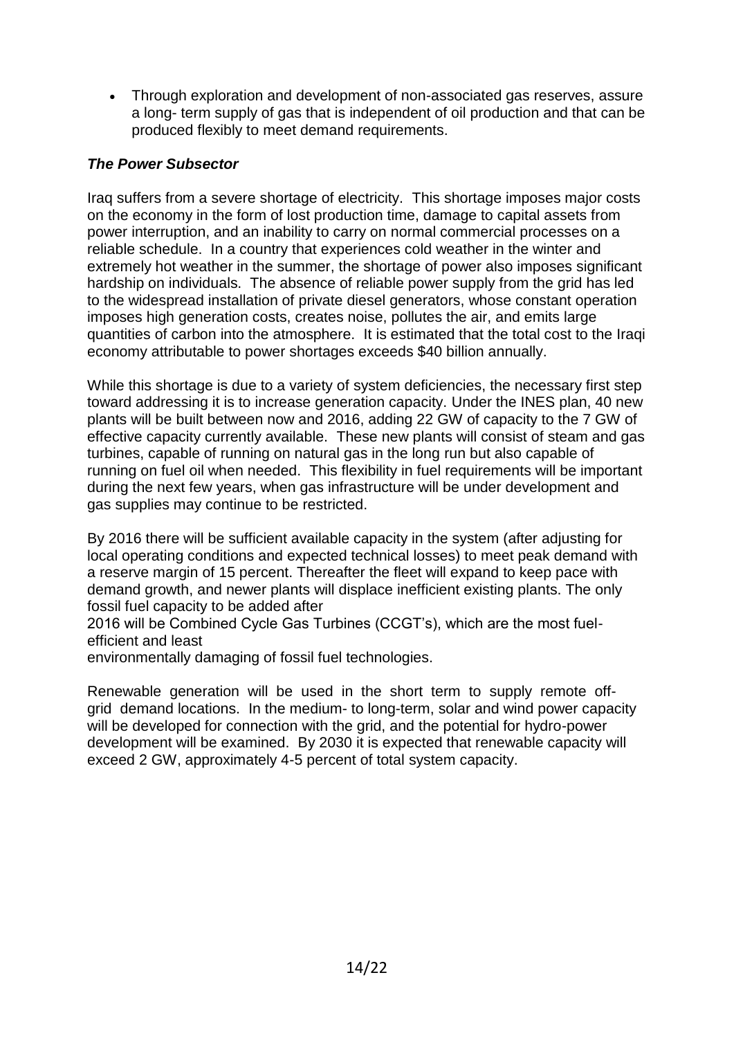- Through exploration and development of non-associated gas reserves, assure a long- term supply of gas that is independent of oil production and that can be produced flexibly to meet demand requirements.

### *The Power Subsector*

Iraq suffers from a severe shortage of electricity. This shortage imposes major costs on the economy in the form of lost production time, damage to capital assets from power interruption, and an inability to carry on normal commercial processes on a reliable schedule. In a country that experiences cold weather in the winter and extremely hot weather in the summer, the shortage of power also imposes significant hardship on individuals. The absence of reliable power supply from the grid has led to the widespread installation of private diesel generators, whose constant operation imposes high generation costs, creates noise, pollutes the air, and emits large quantities of carbon into the atmosphere. It is estimated that the total cost to the Iraqi economy attributable to power shortages exceeds $40 billion annually.

While this shortage is due to a variety of system deficiencies, the necessary first step toward addressing it is to increase generation capacity. Under the INES plan, 40 new plants will be built between now and 2016, adding 22 GW of capacity to the 7 GW of effective capacity currently available. These new plants will consist of steam and gas turbines, capable of running on natural gas in the long run but also capable of running on fuel oil when needed. This flexibility in fuel requirements will be important during the next few years, when gas infrastructure will be under development and gas supplies may continue to be restricted.

By 2016 there will be sufficient available capacity in the system (after adjusting for local operating conditions and expected technical losses) to meet peak demand with a reserve margin of 15 percent. Thereafter the fleet will expand to keep pace with demand growth, and newer plants will displace inefficient existing plants. The only fossil fuel capacity to be added after 2016 will be Combined Cycle Gas Turbines (CCGT's), which are the most fuel-efficient and least environmentally damaging of fossil fuel technologies.

Renewable generation will be used in the short term to supply remote off-grid demand locations. In the medium- to long-term, solar and wind power capacity will be developed for connection with the grid, and the potential for hydro-power development will be examined. By 2030 it is expected that renewable capacity will exceed 2 GW, approximately 4-5 percent of total system capacity.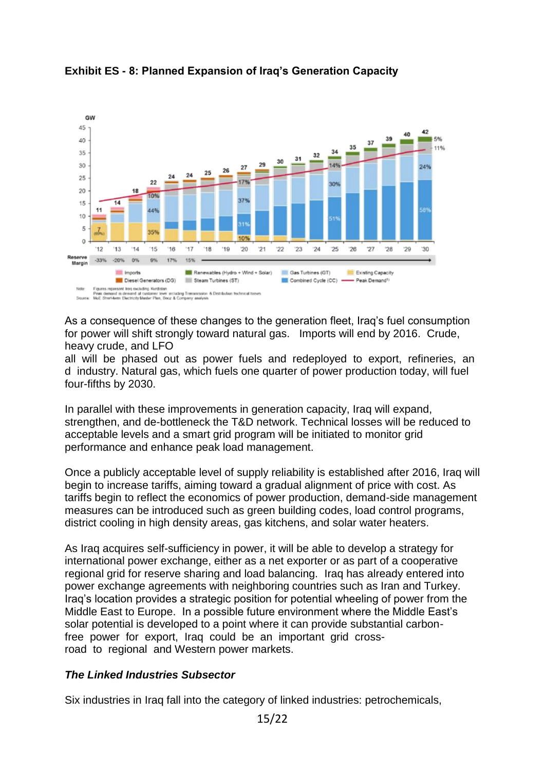**Exhibit ES - 8: Planned Expansion of Iraq's Generation Capacity**

As a consequence of these changes to the generation fleet, Iraq's fuel consumption for power will shift strongly toward natural gas. Imports will end by 2016. Crude, heavy crude, and LFO all will be phased out as power fuels and redeployed to export, refineries, and industry. Natural gas, which fuels one quarter of power production today, will fuel four-fifths by 2030.

In parallel with these improvements in generation capacity, Iraq will expand, strengthen, and de-bottleneck the T&D network. Technical losses will be reduced to acceptable levels and a smart grid program will be initiated to monitor grid performance and enhance peak load management.

Once a publicly acceptable level of supply reliability is established after 2016, Iraq will begin to increase tariffs, aiming toward a gradual alignment of price with cost. As tariffs begin to reflect the economics of power production, demand-side management measures can be introduced such as green building codes, load control programs, district cooling in high density areas, gas kitchens, and solar water heaters.

As Iraq acquires self-sufficiency in power, it will be able to develop a strategy for international power exchange, either as a net exporter or as part of a cooperative regional grid for reserve sharing and load balancing. Iraq has already entered into power exchange agreements with neighboring countries such as Iran and Turkey. Iraq's location provides a strategic position for potential wheeling of power from the Middle East to Europe. In a possible future environment where the Middle East's solar potential is developed to a point where it can provide substantial carbon-free power for export, Iraq could be an important grid cross-road to regional and Western power markets.

***The Linked Industries Subsector***

Six industries in Iraq fall into the category of linked industries: petrochemicals,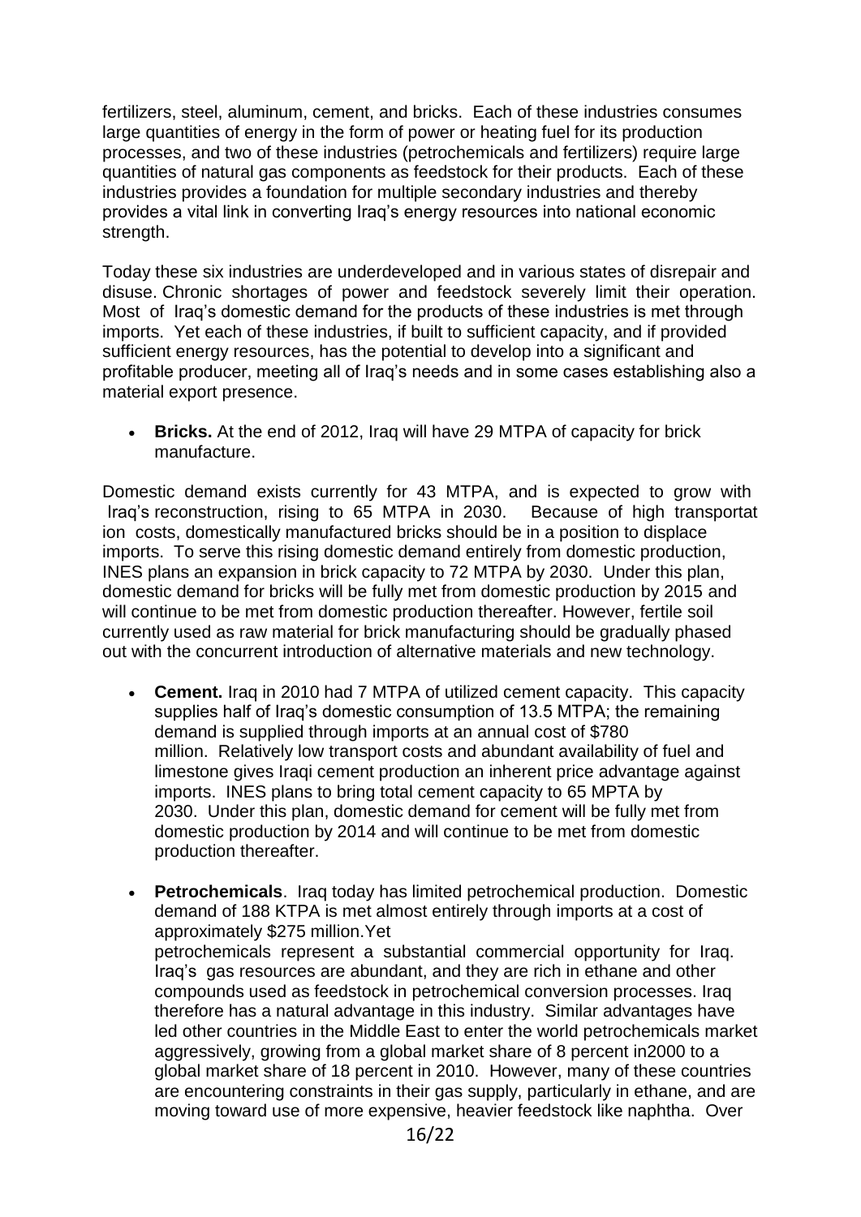fertilizers, steel, aluminum, cement, and bricks. Each of these industries consumes large quantities of energy in the form of power or heating fuel for its production processes, and two of these industries (petrochemicals and fertilizers) require large quantities of natural gas components as feedstock for their products. Each of these industries provides a foundation for multiple secondary industries and thereby provides a vital link in converting Iraq's energy resources into national economic strength.

Today these six industries are underdeveloped and in various states of disrepair and disuse. Chronic shortages of power and feedstock severely limit their operation. Most of Iraq's domestic demand for the products of these industries is met through imports. Yet each of these industries, if built to sufficient capacity, and if provided sufficient energy resources, has the potential to develop into a significant and profitable producer, meeting all of Iraq's needs and in some cases establishing also a material export presence.

- **Bricks.** At the end of 2012, Iraq will have 29 MTPA of capacity for brick manufacture.

Domestic demand exists currently for 43 MTPA, and is expected to grow with Iraq's reconstruction, rising to 65 MTPA in 2030. Because of high transportation costs, domestically manufactured bricks should be in a position to displace imports. To serve this rising domestic demand entirely from domestic production, INES plans an expansion in brick capacity to 72 MTPA by 2030. Under this plan, domestic demand for bricks will be fully met from domestic production by 2015 and will continue to be met from domestic production thereafter. However, fertile soil currently used as raw material for brick manufacturing should be gradually phased out with the concurrent introduction of alternative materials and new technology.

- **Cement.** Iraq in 2010 had 7 MTPA of utilized cement capacity. This capacity supplies half of Iraq's domestic consumption of 13.5 MTPA; the remaining demand is supplied through imports at an annual cost of $780 million. Relatively low transport costs and abundant availability of fuel and limestone gives Iraqi cement production an inherent price advantage against imports. INES plans to bring total cement capacity to 65 MPTA by 2030. Under this plan, domestic demand for cement will be fully met from domestic production by 2014 and will continue to be met from domestic production thereafter.

- **Petrochemicals**. Iraq today has limited petrochemical production. Domestic demand of 188 KTPA is met almost entirely through imports at a cost of approximately $275 million.Yet petrochemicals represent a substantial commercial opportunity for Iraq. Iraq's gas resources are abundant, and they are rich in ethane and other compounds used as feedstock in petrochemical conversion processes. Iraq therefore has a natural advantage in this industry. Similar advantages have led other countries in the Middle East to enter the world petrochemicals market aggressively, growing from a global market share of 8 percent in2000 to a global market share of 18 percent in 2010. However, many of these countries are encountering constraints in their gas supply, particularly in ethane, and are moving toward use of more expensive, heavier feedstock like naphtha. Over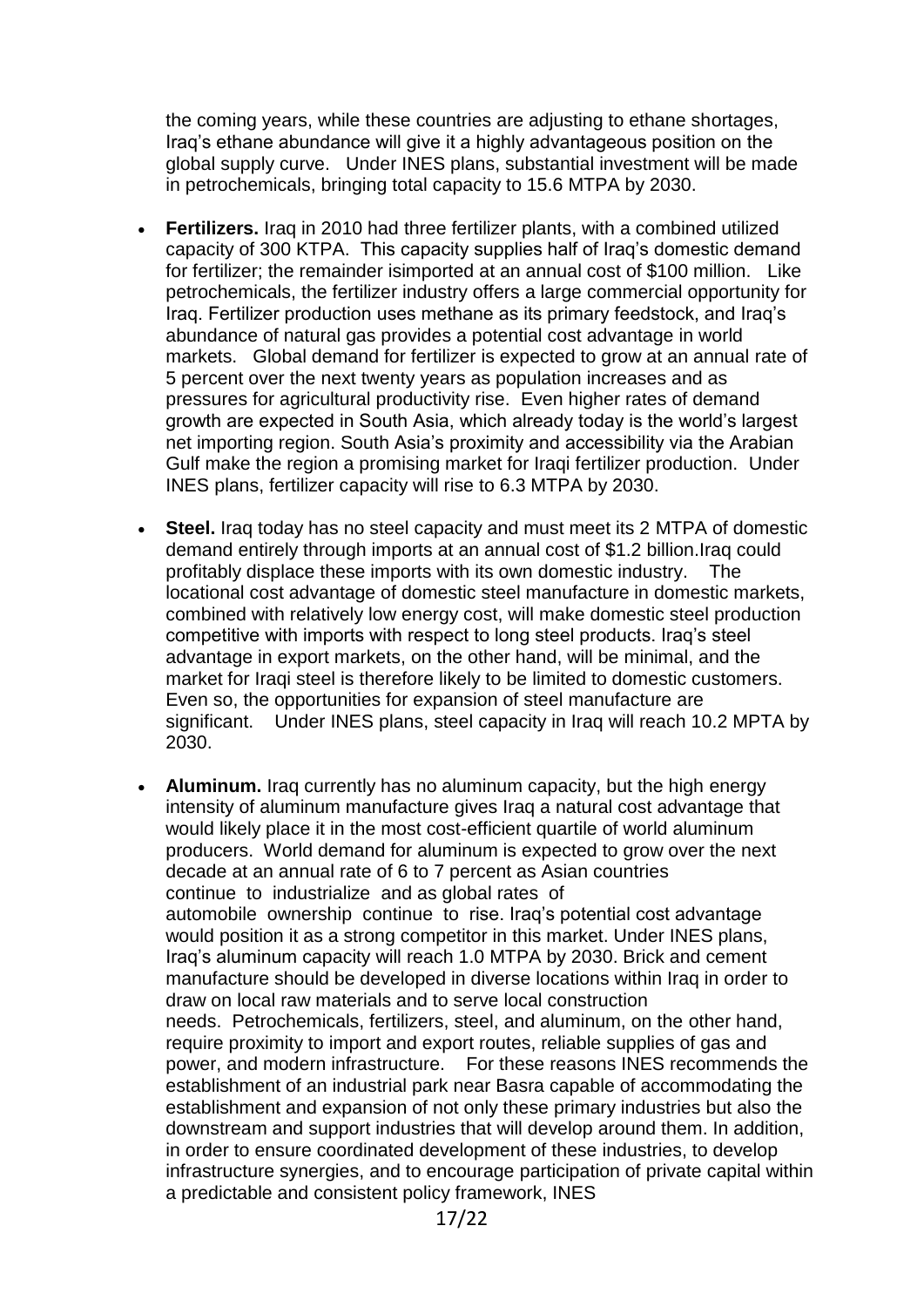the coming years, while these countries are adjusting to ethane shortages, Iraq's ethane abundance will give it a highly advantageous position on the global supply curve. Under INES plans, substantial investment will be made in petrochemicals, bringing total capacity to 15.6 MTPA by 2030.

- **Fertilizers.** Iraq in 2010 had three fertilizer plants, with a combined utilized capacity of 300 KTPA. This capacity supplies half of Iraq's domestic demand for fertilizer; the remainder isimported at an annual cost of $100 million. Like petrochemicals, the fertilizer industry offers a large commercial opportunity for Iraq. Fertilizer production uses methane as its primary feedstock, and Iraq's abundance of natural gas provides a potential cost advantage in world markets. Global demand for fertilizer is expected to grow at an annual rate of 5 percent over the next twenty years as population increases and as pressures for agricultural productivity rise. Even higher rates of demand growth are expected in South Asia, which already today is the world's largest net importing region. South Asia's proximity and accessibility via the Arabian Gulf make the region a promising market for Iraqi fertilizer production. Under INES plans, fertilizer capacity will rise to 6.3 MTPA by 2030.

- **Steel.** Iraq today has no steel capacity and must meet its 2 MTPA of domestic demand entirely through imports at an annual cost of $1.2 billion.Iraq could profitably displace these imports with its own domestic industry. The locational cost advantage of domestic steel manufacture in domestic markets, combined with relatively low energy cost, will make domestic steel production competitive with imports with respect to long steel products. Iraq's steel advantage in export markets, on the other hand, will be minimal, and the market for Iraqi steel is therefore likely to be limited to domestic customers. Even so, the opportunities for expansion of steel manufacture are significant. Under INES plans, steel capacity in Iraq will reach 10.2 MPTA by 2030.

- **Aluminum.** Iraq currently has no aluminum capacity, but the high energy intensity of aluminum manufacture gives Iraq a natural cost advantage that would likely place it in the most cost-efficient quartile of world aluminum producers. World demand for aluminum is expected to grow over the next decade at an annual rate of 6 to 7 percent as Asian countries continue to industrialize and as global rates of automobile ownership continue to rise. Iraq's potential cost advantage would position it as a strong competitor in this market. Under INES plans, Iraq's aluminum capacity will reach 1.0 MTPA by 2030. Brick and cement manufacture should be developed in diverse locations within Iraq in order to draw on local raw materials and to serve local construction needs. Petrochemicals, fertilizers, steel, and aluminum, on the other hand, require proximity to import and export routes, reliable supplies of gas and power, and modern infrastructure. For these reasons INES recommends the establishment of an industrial park near Basra capable of accommodating the establishment and expansion of not only these primary industries but also the downstream and support industries that will develop around them. In addition, in order to ensure coordinated development of these industries, to develop infrastructure synergies, and to encourage participation of private capital within a predictable and consistent policy framework, INES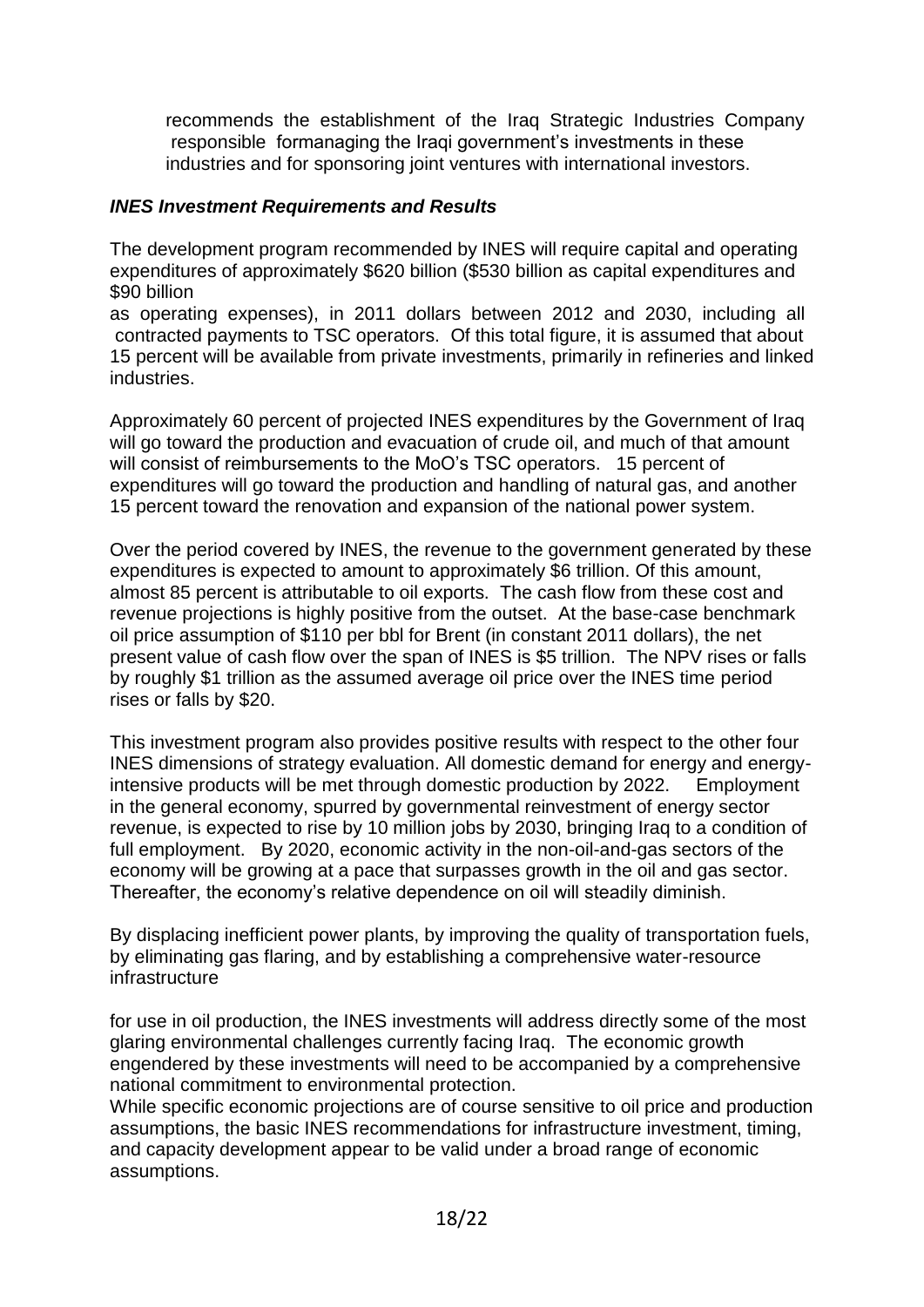recommends the establishment of the Iraq Strategic Industries Company responsible formanaging the Iraqi government's investments in these industries and for sponsoring joint ventures with international investors.

### *INES Investment Requirements and Results*

The development program recommended by INES will require capital and operating expenditures of approximately $620 billion ($530 billion as capital expenditures and $90 billion as operating expenses), in 2011 dollars between 2012 and 2030, including all contracted payments to TSC operators. Of this total figure, it is assumed that about 15 percent will be available from private investments, primarily in refineries and linked industries.

Approximately 60 percent of projected INES expenditures by the Government of Iraq will go toward the production and evacuation of crude oil, and much of that amount will consist of reimbursements to the MoO's TSC operators. 15 percent of expenditures will go toward the production and handling of natural gas, and another 15 percent toward the renovation and expansion of the national power system.

Over the period covered by INES, the revenue to the government generated by these expenditures is expected to amount to approximately $6 trillion. Of this amount, almost 85 percent is attributable to oil exports. The cash flow from these cost and revenue projections is highly positive from the outset. At the base-case benchmark oil price assumption of $110 per bbl for Brent (in constant 2011 dollars), the net present value of cash flow over the span of INES is $5 trillion. The NPV rises or falls by roughly $1 trillion as the assumed average oil price over the INES time period rises or falls by $20.

This investment program also provides positive results with respect to the other four INES dimensions of strategy evaluation. All domestic demand for energy and energy-intensive products will be met through domestic production by 2022. Employment in the general economy, spurred by governmental reinvestment of energy sector revenue, is expected to rise by 10 million jobs by 2030, bringing Iraq to a condition of full employment. By 2020, economic activity in the non-oil-and-gas sectors of the economy will be growing at a pace that surpasses growth in the oil and gas sector. Thereafter, the economy's relative dependence on oil will steadily diminish.

By displacing inefficient power plants, by improving the quality of transportation fuels, by eliminating gas flaring, and by establishing a comprehensive water-resource infrastructure for use in oil production, the INES investments will address directly some of the most glaring environmental challenges currently facing Iraq. The economic growth engendered by these investments will need to be accompanied by a comprehensive national commitment to environmental protection.

While specific economic projections are of course sensitive to oil price and production assumptions, the basic INES recommendations for infrastructure investment, timing, and capacity development appear to be valid under a broad range of economic assumptions.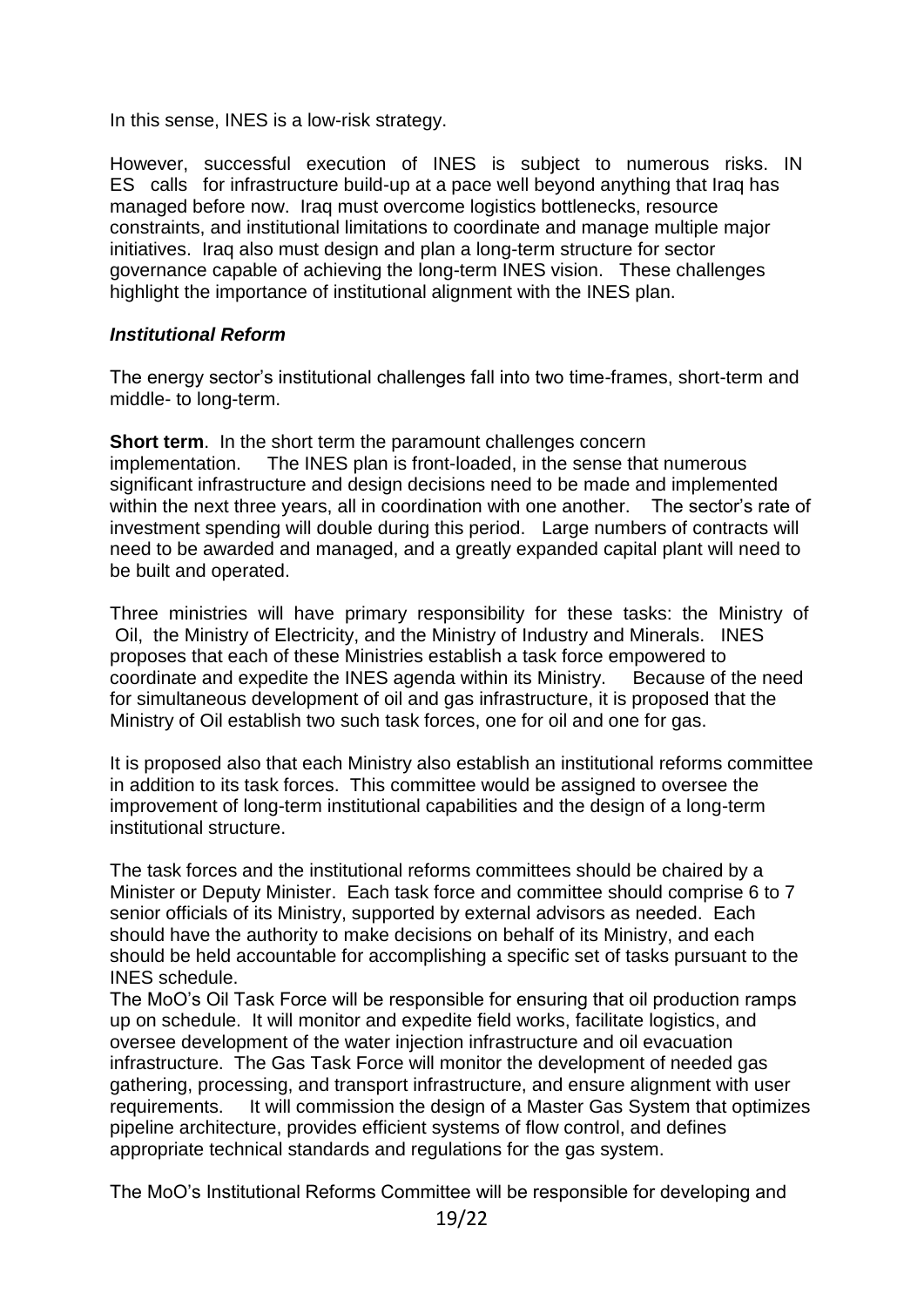In this sense, INES is a low-risk strategy.

However, successful execution of INES is subject to numerous risks. IN ES calls for infrastructure build-up at a pace well beyond anything that Iraq has managed before now. Iraq must overcome logistics bottlenecks, resource constraints, and institutional limitations to coordinate and manage multiple major initiatives. Iraq also must design and plan a long-term structure for sector governance capable of achieving the long-term INES vision. These challenges highlight the importance of institutional alignment with the INES plan.

### *Institutional Reform*

The energy sector's institutional challenges fall into two time-frames, short-term and middle- to long-term.

**Short term**. In the short term the paramount challenges concern implementation. The INES plan is front-loaded, in the sense that numerous significant infrastructure and design decisions need to be made and implemented within the next three years, all in coordination with one another. The sector's rate of investment spending will double during this period. Large numbers of contracts will need to be awarded and managed, and a greatly expanded capital plant will need to be built and operated.

Three ministries will have primary responsibility for these tasks: the Ministry of Oil, the Ministry of Electricity, and the Ministry of Industry and Minerals. INES proposes that each of these Ministries establish a task force empowered to coordinate and expedite the INES agenda within its Ministry. Because of the need for simultaneous development of oil and gas infrastructure, it is proposed that the Ministry of Oil establish two such task forces, one for oil and one for gas.

It is proposed also that each Ministry also establish an institutional reforms committee in addition to its task forces. This committee would be assigned to oversee the improvement of long-term institutional capabilities and the design of a long-term institutional structure.

The task forces and the institutional reforms committees should be chaired by a Minister or Deputy Minister. Each task force and committee should comprise 6 to 7 senior officials of its Ministry, supported by external advisors as needed. Each should have the authority to make decisions on behalf of its Ministry, and each should be held accountable for accomplishing a specific set of tasks pursuant to the INES schedule.

The MoO's Oil Task Force will be responsible for ensuring that oil production ramps up on schedule. It will monitor and expedite field works, facilitate logistics, and oversee development of the water injection infrastructure and oil evacuation infrastructure. The Gas Task Force will monitor the development of needed gas gathering, processing, and transport infrastructure, and ensure alignment with user requirements. It will commission the design of a Master Gas System that optimizes pipeline architecture, provides efficient systems of flow control, and defines appropriate technical standards and regulations for the gas system.

The MoO's Institutional Reforms Committee will be responsible for developing and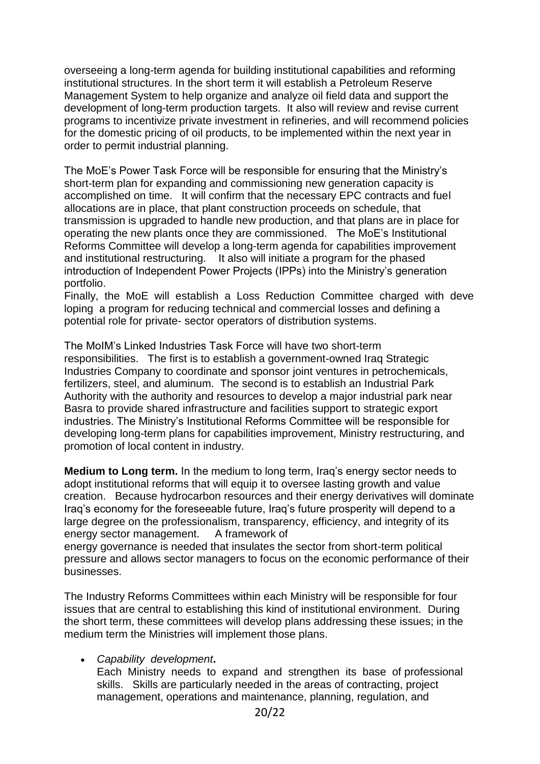overseeing a long-term agenda for building institutional capabilities and reforming institutional structures. In the short term it will establish a Petroleum Reserve Management System to help organize and analyze oil field data and support the development of long-term production targets. It also will review and revise current programs to incentivize private investment in refineries, and will recommend policies for the domestic pricing of oil products, to be implemented within the next year in order to permit industrial planning.

The MoE's Power Task Force will be responsible for ensuring that the Ministry's short-term plan for expanding and commissioning new generation capacity is accomplished on time. It will confirm that the necessary EPC contracts and fuel allocations are in place, that plant construction proceeds on schedule, that transmission is upgraded to handle new production, and that plans are in place for operating the new plants once they are commissioned. The MoE's Institutional Reforms Committee will develop a long-term agenda for capabilities improvement and institutional restructuring. It also will initiate a program for the phased introduction of Independent Power Projects (IPPs) into the Ministry's generation portfolio.

Finally, the MoE will establish a Loss Reduction Committee charged with deve loping a program for reducing technical and commercial losses and defining a potential role for private- sector operators of distribution systems.

The MoIM's Linked Industries Task Force will have two short-term responsibilities. The first is to establish a government-owned Iraq Strategic Industries Company to coordinate and sponsor joint ventures in petrochemicals, fertilizers, steel, and aluminum. The second is to establish an Industrial Park Authority with the authority and resources to develop a major industrial park near Basra to provide shared infrastructure and facilities support to strategic export industries. The Ministry's Institutional Reforms Committee will be responsible for developing long-term plans for capabilities improvement, Ministry restructuring, and promotion of local content in industry.

**Medium to Long term.** In the medium to long term, Iraq's energy sector needs to adopt institutional reforms that will equip it to oversee lasting growth and value creation. Because hydrocarbon resources and their energy derivatives will dominate Iraq's economy for the foreseeable future, Iraq's future prosperity will depend to a large degree on the professionalism, transparency, efficiency, and integrity of its energy sector management. A framework of energy governance is needed that insulates the sector from short-term political pressure and allows sector managers to focus on the economic performance of their businesses.

The Industry Reforms Committees within each Ministry will be responsible for four issues that are central to establishing this kind of institutional environment. During the short term, these committees will develop plans addressing these issues; in the medium term the Ministries will implement those plans.

- *Capability development*.
  Each Ministry needs to expand and strengthen its base of professional skills. Skills are particularly needed in the areas of contracting, project management, operations and maintenance, planning, regulation, and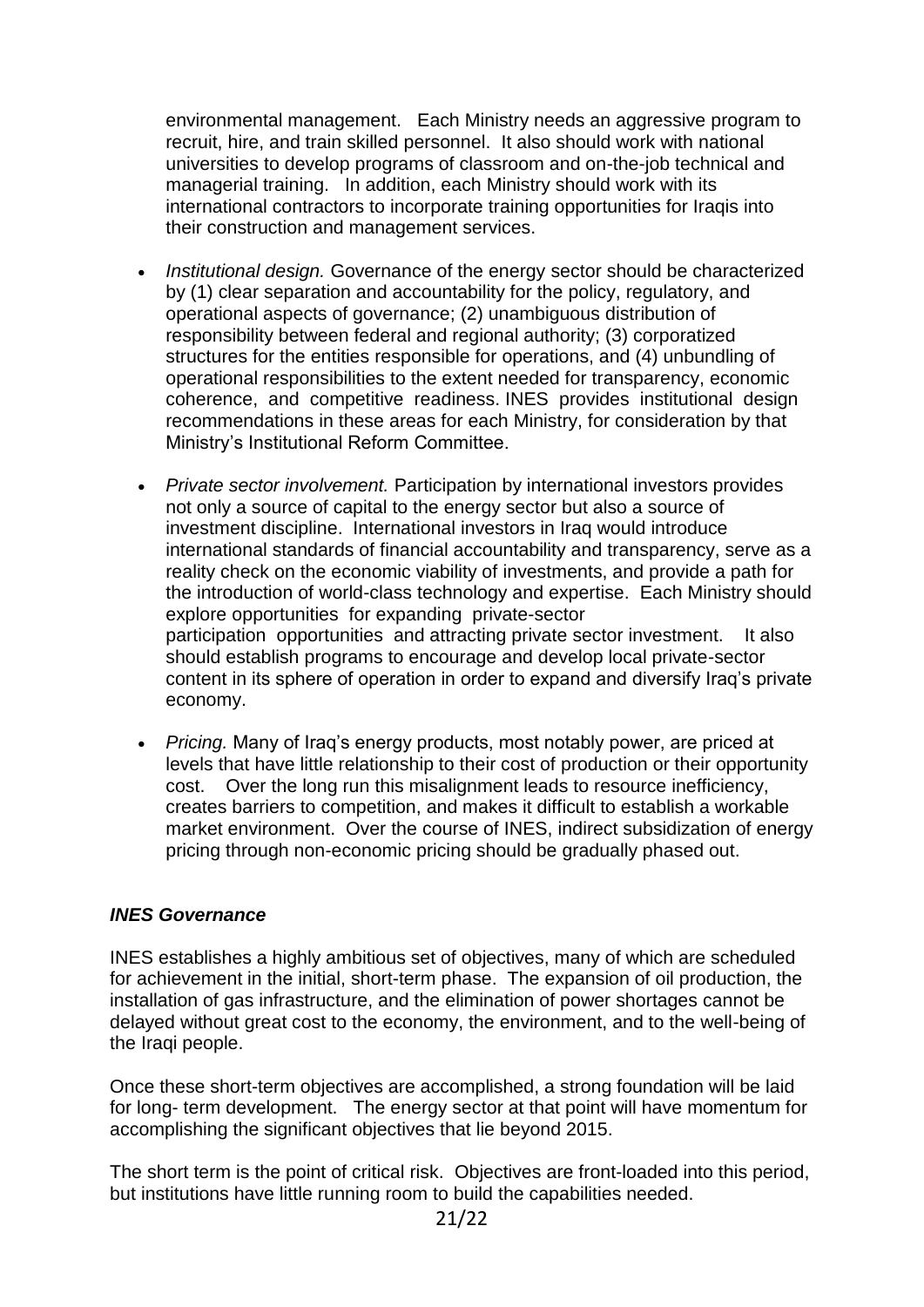environmental management. Each Ministry needs an aggressive program to recruit, hire, and train skilled personnel. It also should work with national universities to develop programs of classroom and on-the-job technical and managerial training. In addition, each Ministry should work with its international contractors to incorporate training opportunities for Iraqis into their construction and management services.

- *Institutional design.* Governance of the energy sector should be characterized by (1) clear separation and accountability for the policy, regulatory, and operational aspects of governance; (2) unambiguous distribution of responsibility between federal and regional authority; (3) corporatized structures for the entities responsible for operations, and (4) unbundling of operational responsibilities to the extent needed for transparency, economic coherence, and competitive readiness. INES provides institutional design recommendations in these areas for each Ministry, for consideration by that Ministry's Institutional Reform Committee.

- *Private sector involvement.* Participation by international investors provides not only a source of capital to the energy sector but also a source of investment discipline. International investors in Iraq would introduce international standards of financial accountability and transparency, serve as a reality check on the economic viability of investments, and provide a path for the introduction of world-class technology and expertise. Each Ministry should explore opportunities for expanding private-sector participation opportunities and attracting private sector investment. It also should establish programs to encourage and develop local private-sector content in its sphere of operation in order to expand and diversify Iraq's private economy.

- *Pricing.* Many of Iraq's energy products, most notably power, are priced at levels that have little relationship to their cost of production or their opportunity cost. Over the long run this misalignment leads to resource inefficiency, creates barriers to competition, and makes it difficult to establish a workable market environment. Over the course of INES, indirect subsidization of energy pricing through non-economic pricing should be gradually phased out.

### ***INES Governance***

INES establishes a highly ambitious set of objectives, many of which are scheduled for achievement in the initial, short-term phase. The expansion of oil production, the installation of gas infrastructure, and the elimination of power shortages cannot be delayed without great cost to the economy, the environment, and to the well-being of the Iraqi people.

Once these short-term objectives are accomplished, a strong foundation will be laid for long- term development. The energy sector at that point will have momentum for accomplishing the significant objectives that lie beyond 2015.

The short term is the point of critical risk. Objectives are front-loaded into this period, but institutions have little running room to build the capabilities needed.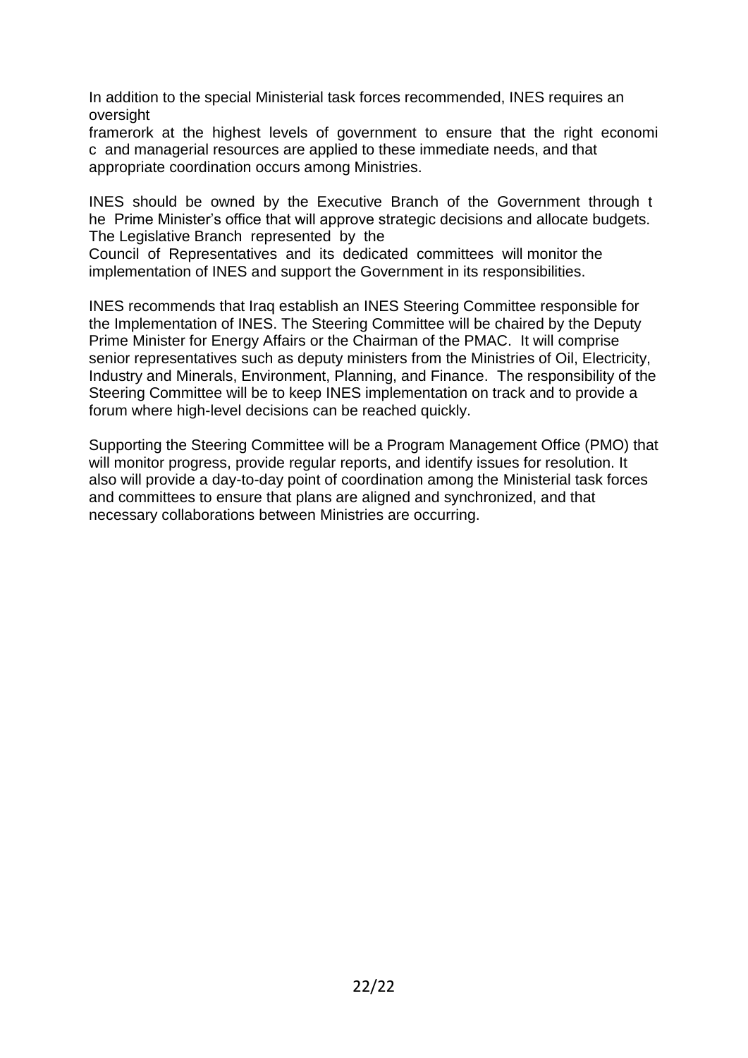In addition to the special Ministerial task forces recommended, INES requires an oversight framerork at the highest levels of government to ensure that the right economi c and managerial resources are applied to these immediate needs, and that appropriate coordination occurs among Ministries.

INES should be owned by the Executive Branch of the Government through t he Prime Minister's office that will approve strategic decisions and allocate budgets. The Legislative Branch represented by the Council of Representatives and its dedicated committees will monitor the implementation of INES and support the Government in its responsibilities.

INES recommends that Iraq establish an INES Steering Committee responsible for the Implementation of INES. The Steering Committee will be chaired by the Deputy Prime Minister for Energy Affairs or the Chairman of the PMAC. It will comprise senior representatives such as deputy ministers from the Ministries of Oil, Electricity, Industry and Minerals, Environment, Planning, and Finance. The responsibility of the Steering Committee will be to keep INES implementation on track and to provide a forum where high-level decisions can be reached quickly.

Supporting the Steering Committee will be a Program Management Office (PMO) that will monitor progress, provide regular reports, and identify issues for resolution. It also will provide a day-to-day point of coordination among the Ministerial task forces and committees to ensure that plans are aligned and synchronized, and that necessary collaborations between Ministries are occurring.